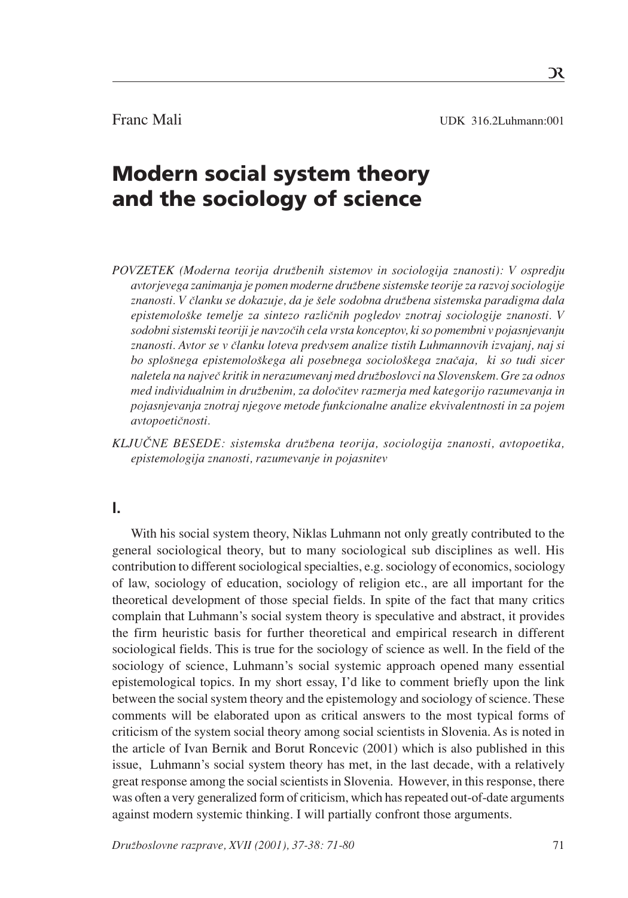Franc Mali

UDK 316.2Luhmann:001

# Modern social system theory and the sociology of science

*POVZETEK (Moderna teorija družbenih sistemov in sociologija znanosti): V ospredju avtorjevega zanimanja je pomen moderne družbene sistemske teorije za razvoj sociologije znanosti. V članku se dokazuje, da je šele sodobna družbena sistemska paradigma dala epistemološke temelje za sintezo različnih pogledov znotraj sociologije znanosti. V sodobni sistemski teoriji je navzočih cela vrsta konceptov, ki so pomembni v pojasnjevanju znanosti. Avtor se v članku loteva predvsem analize tistih Luhmannovih izvajanj, naj si bo splošnega epistemološkega ali posebnega sociološkega značaja, ki so tudi sicer naletela na največ kritik in nerazumevanj med družboslovci na Slovenskem. Gre za odnos med individualnim in družbenim, za določitev razmerja med kategorijo razumevanja in pojasnjevanja znotraj njegove metode funkcionalne analize ekvivalentnosti in za pojem avtopoetičnosti.*

*KLJUČNE BESEDE: sistemska družbena teorija, sociologija znanosti, avtopoetika, epistemologija znanosti, razumevanje in pojasnitev*

## I.

With his social system theory, Niklas Luhmann not only greatly contributed to the general sociological theory, but to many sociological sub disciplines as well. His contribution to different sociological specialties, e.g. sociology of economics, sociology of law, sociology of education, sociology of religion etc., are all important for the theoretical development of those special fields. In spite of the fact that many critics complain that Luhmann's social system theory is speculative and abstract, it provides the firm heuristic basis for further theoretical and empirical research in different sociological fields. This is true for the sociology of science as well. In the field of the sociology of science, Luhmann's social systemic approach opened many essential epistemological topics. In my short essay, I'd like to comment briefly upon the link between the social system theory and the epistemology and sociology of science. These comments will be elaborated upon as critical answers to the most typical forms of criticism of the system social theory among social scientists in Slovenia. As is noted in the article of Ivan Bernik and Borut Roncevic (2001) which is also published in this issue, Luhmann's social system theory has met, in the last decade, with a relatively great response among the social scientists in Slovenia. However, in this response, there was often a very generalized form of criticism, which has repeated out-of-date arguments against modern systemic thinking. I will partially confront those arguments.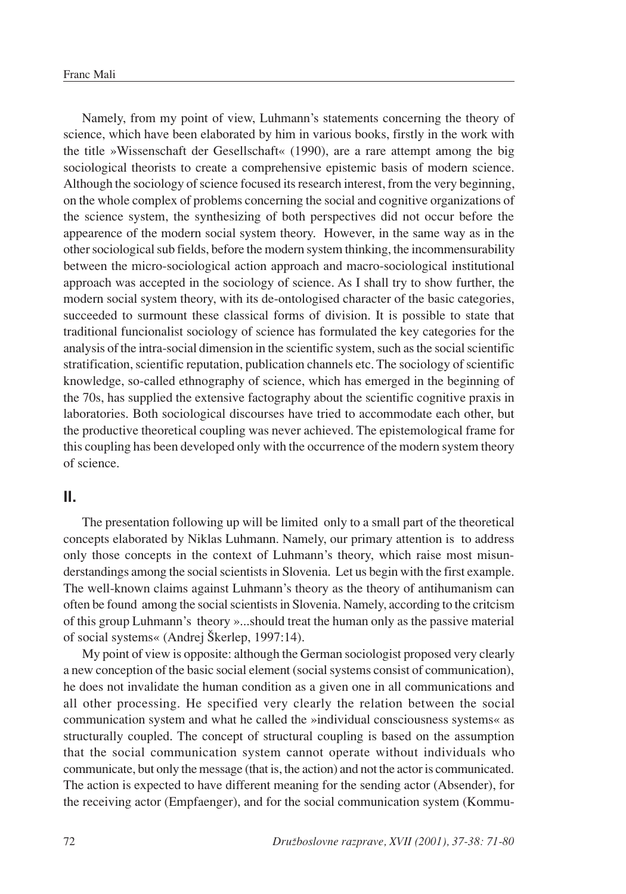Namely, from my point of view, Luhmann's statements concerning the theory of science, which have been elaborated by him in various books, firstly in the work with the title »Wissenschaft der Gesellschaft« (1990), are a rare attempt among the big sociological theorists to create a comprehensive epistemic basis of modern science. Although the sociology of science focused its research interest, from the very beginning, on the whole complex of problems concerning the social and cognitive organizations of the science system, the synthesizing of both perspectives did not occur before the appearence of the modern social system theory. However, in the same way as in the other sociological sub fields, before the modern system thinking, the incommensurability between the micro-sociological action approach and macro-sociological institutional approach was accepted in the sociology of science. As I shall try to show further, the modern social system theory, with its de-ontologised character of the basic categories, succeeded to surmount these classical forms of division. It is possible to state that traditional funcionalist sociology of science has formulated the key categories for the analysis of the intra-social dimension in the scientific system, such as the social scientific stratification, scientific reputation, publication channels etc. The sociology of scientific knowledge, so-called ethnography of science, which has emerged in the beginning of the 70s, has supplied the extensive factography about the scientific cognitive praxis in laboratories. Both sociological discourses have tried to accommodate each other, but the productive theoretical coupling was never achieved. The epistemological frame for this coupling has been developed only with the occurrence of the modern system theory of science.

## II.

The presentation following up will be limited only to a small part of the theoretical concepts elaborated by Niklas Luhmann. Namely, our primary attention is to address only those concepts in the context of Luhmann's theory, which raise most misunderstandings among the social scientists in Slovenia. Let us begin with the first example. The well-known claims against Luhmann's theory as the theory of antihumanism can often be found among the social scientists in Slovenia. Namely, according to the critcism of this group Luhmann's theory »...should treat the human only as the passive material of social systems« (Andrej Škerlep, 1997:14).

My point of view is opposite: although the German sociologist proposed very clearly a new conception of the basic social element (social systems consist of communication), he does not invalidate the human condition as a given one in all communications and all other processing. He specified very clearly the relation between the social communication system and what he called the »individual consciousness systems« as structurally coupled. The concept of structural coupling is based on the assumption that the social communication system cannot operate without individuals who communicate, but only the message (that is, the action) and not the actor is communicated. The action is expected to have different meaning for the sending actor (Absender), for the receiving actor (Empfaenger), and for the social communication system (Kommu-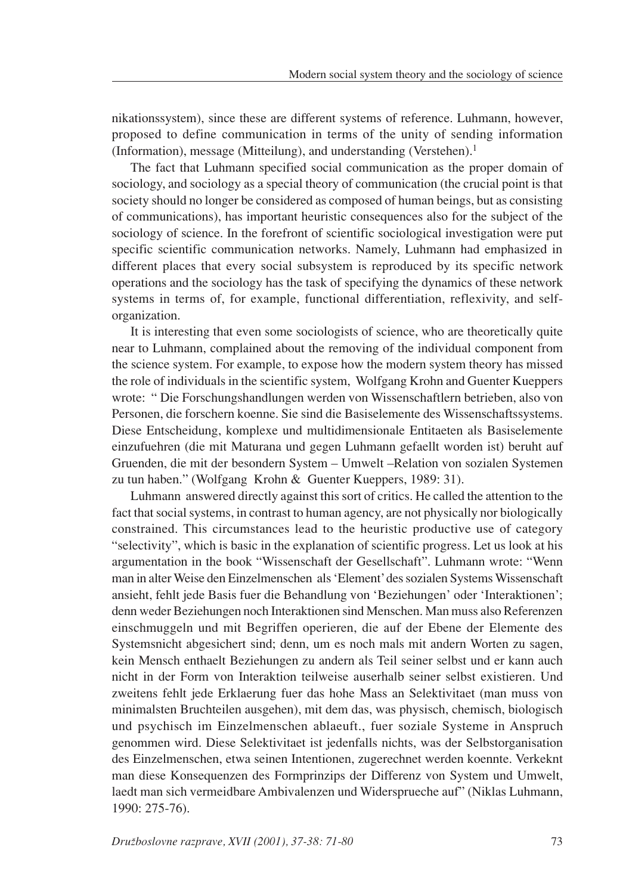nikationssystem), since these are different systems of reference. Luhmann, however, proposed to define communication in terms of the unity of sending information (Information), message (Mitteilung), and understanding (Verstehen).[1]

The fact that Luhmann specified social communication as the proper domain of sociology, and sociology as a special theory of communication (the crucial point is that society should no longer be considered as composed of human beings, but as consisting of communications), has important heuristic consequences also for the subject of the sociology of science. In the forefront of scientific sociological investigation were put specific scientific communication networks. Namely, Luhmann had emphasized in different places that every social subsystem is reproduced by its specific network operations and the sociology has the task of specifying the dynamics of these network systems in terms of, for example, functional differentiation, reflexivity, and self-organization.

It is interesting that even some sociologists of science, who are theoretically quite near to Luhmann, complained about the removing of the individual component from the science system. For example, to expose how the modern system theory has missed the role of individuals in the scientific system, Wolfgang Krohn and Guenter Kueppers wrote: " Die Forschungshandlungen werden von Wissenschaftlern betrieben, also von Personen, die forschern koenne. Sie sind die Basiselemente des Wissenschaftssystems. Diese Entscheidung, komplexe und multidimensionale Entitaeten als Basiselemente einzufuehren (die mit Maturana und gegen Luhmann gefaellt worden ist) beruht auf Gruenden, die mit der besondern System – Umwelt –Relation von sozialen Systemen zu tun haben." (Wolfgang Krohn & Guenter Kueppers, 1989: 31).

Luhmann answered directly against this sort of critics. He called the attention to the fact that social systems, in contrast to human agency, are not physically nor biologically constrained. This circumstances lead to the heuristic productive use of category "selectivity", which is basic in the explanation of scientific progress. Let us look at his argumentation in the book "Wissenschaft der Gesellschaft". Luhmann wrote: "Wenn man in alter Weise den Einzelmenschen als 'Element' des sozialen Systems Wissenschaft ansieht, fehlt jede Basis fuer die Behandlung von 'Beziehungen' oder 'Interaktionen'; denn weder Beziehungen noch Interaktionen sind Menschen. Man muss also Referenzen einschmuggeln und mit Begriffen operieren, die auf der Ebene der Elemente des Systemsnicht abgesichert sind; denn, um es noch mals mit andern Worten zu sagen, kein Mensch enthaelt Beziehungen zu andern als Teil seiner selbst und er kann auch nicht in der Form von Interaktion teilweise auserhalb seiner selbst existieren. Und zweitens fehlt jede Erklaerung fuer das hohe Mass an Selektivitaet (man muss von minimalsten Bruchteilen ausgehen), mit dem das, was physisch, chemisch, biologisch und psychisch im Einzelmenschen ablaeuft., fuer soziale Systeme in Anspruch genommen wird. Diese Selektivitaet ist jedenfalls nichts, was der Selbstorganisation des Einzelmenschen, etwa seinen Intentionen, zugerechnet werden koennte. Verkeknt man diese Konsequenzen des Formprinzips der Differenz von System und Umwelt, laedt man sich vermeidbare Ambivalenzen und Widersprueche auf" (Niklas Luhmann, 1990: 275-76).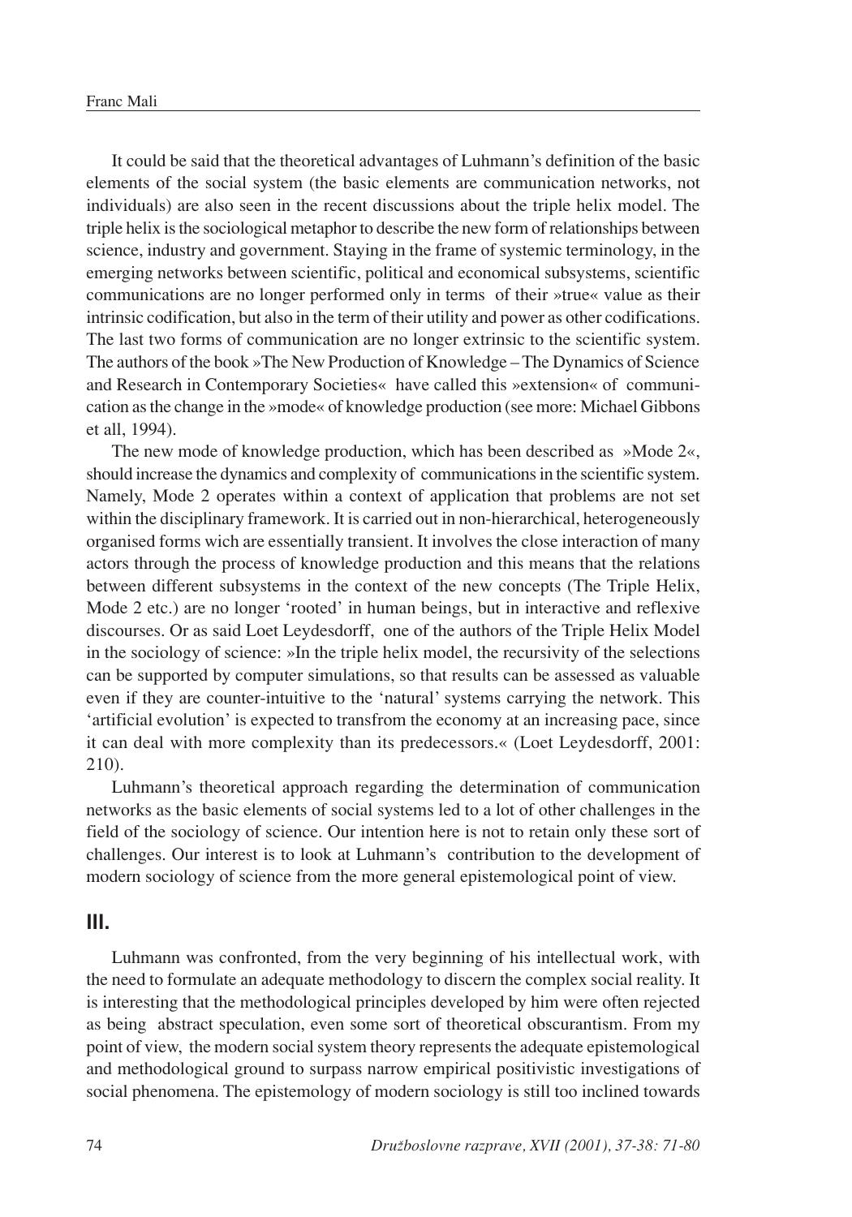It could be said that the theoretical advantages of Luhmann's definition of the basic elements of the social system (the basic elements are communication networks, not individuals) are also seen in the recent discussions about the triple helix model. The triple helix is the sociological metaphor to describe the new form of relationships between science, industry and government. Staying in the frame of systemic terminology, in the emerging networks between scientific, political and economical subsystems, scientific communications are no longer performed only in terms of their »true« value as their intrinsic codification, but also in the term of their utility and power as other codifications. The last two forms of communication are no longer extrinsic to the scientific system. The authors of the book »The New Production of Knowledge – The Dynamics of Science and Research in Contemporary Societies« have called this »extension« of communication as the change in the »mode« of knowledge production (see more: Michael Gibbons et all, 1994).

The new mode of knowledge production, which has been described as »Mode 2«, should increase the dynamics and complexity of communications in the scientific system. Namely, Mode 2 operates within a context of application that problems are not set within the disciplinary framework. It is carried out in non-hierarchical, heterogeneously organised forms wich are essentially transient. It involves the close interaction of many actors through the process of knowledge production and this means that the relations between different subsystems in the context of the new concepts (The Triple Helix, Mode 2 etc.) are no longer 'rooted' in human beings, but in interactive and reflexive discourses. Or as said Loet Leydesdorff, one of the authors of the Triple Helix Model in the sociology of science: »In the triple helix model, the recursivity of the selections can be supported by computer simulations, so that results can be assessed as valuable even if they are counter-intuitive to the 'natural' systems carrying the network. This 'artificial evolution' is expected to transfrom the economy at an increasing pace, since it can deal with more complexity than its predecessors.« (Loet Leydesdorff, 2001: 210).

Luhmann's theoretical approach regarding the determination of communication networks as the basic elements of social systems led to a lot of other challenges in the field of the sociology of science. Our intention here is not to retain only these sort of challenges. Our interest is to look at Luhmann's contribution to the development of modern sociology of science from the more general epistemological point of view.

## III.

Luhmann was confronted, from the very beginning of his intellectual work, with the need to formulate an adequate methodology to discern the complex social reality. It is interesting that the methodological principles developed by him were often rejected as being abstract speculation, even some sort of theoretical obscurantism. From my point of view, the modern social system theory represents the adequate epistemological and methodological ground to surpass narrow empirical positivistic investigations of social phenomena. The epistemology of modern sociology is still too inclined towards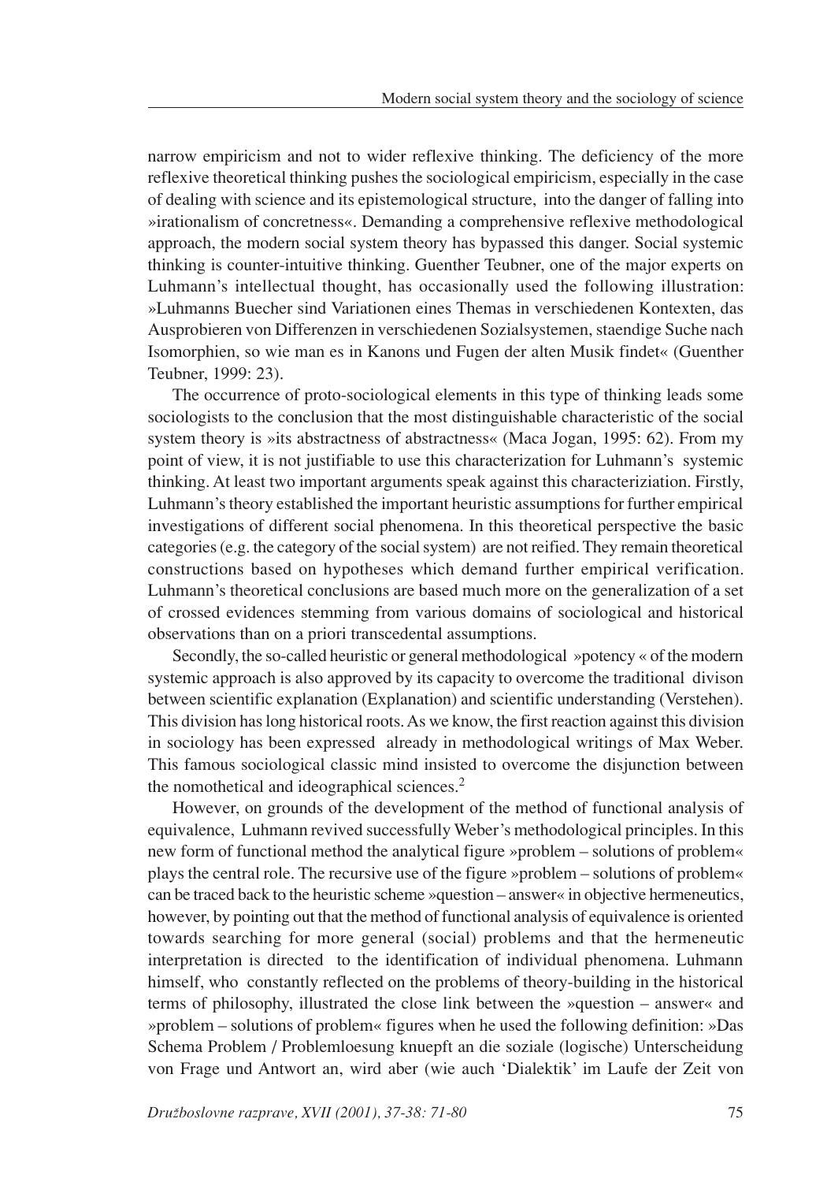narrow empiricism and not to wider reflexive thinking. The deficiency of the more reflexive theoretical thinking pushes the sociological empiricism, especially in the case of dealing with science and its epistemological structure, into the danger of falling into »irationalism of concretness«. Demanding a comprehensive reflexive methodological approach, the modern social system theory has bypassed this danger. Social systemic thinking is counter-intuitive thinking. Guenther Teubner, one of the major experts on Luhmann's intellectual thought, has occasionally used the following illustration: »Luhmanns Buecher sind Variationen eines Themas in verschiedenen Kontexten, das Ausprobieren von Differenzen in verschiedenen Sozialsystemen, staendige Suche nach Isomorphien, so wie man es in Kanons und Fugen der alten Musik findet« (Guenther Teubner, 1999: 23).

The occurrence of proto-sociological elements in this type of thinking leads some sociologists to the conclusion that the most distinguishable characteristic of the social system theory is »its abstractness of abstractness« (Maca Jogan, 1995: 62). From my point of view, it is not justifiable to use this characterization for Luhmann's systemic thinking. At least two important arguments speak against this characteriziation. Firstly, Luhmann's theory established the important heuristic assumptions for further empirical investigations of different social phenomena. In this theoretical perspective the basic categories (e.g. the category of the social system) are not reified. They remain theoretical constructions based on hypotheses which demand further empirical verification. Luhmann's theoretical conclusions are based much more on the generalization of a set of crossed evidences stemming from various domains of sociological and historical observations than on a priori transcedental assumptions.

Secondly, the so-called heuristic or general methodological »potency « of the modern systemic approach is also approved by its capacity to overcome the traditional divison between scientific explanation (Explanation) and scientific understanding (Verstehen). This division has long historical roots. As we know, the first reaction against this division in sociology has been expressed already in methodological writings of Max Weber. This famous sociological classic mind insisted to overcome the disjunction between the nomothetical and ideographical sciences.[2]

However, on grounds of the development of the method of functional analysis of equivalence, Luhmann revived successfully Weber's methodological principles. In this new form of functional method the analytical figure »problem – solutions of problem« plays the central role. The recursive use of the figure »problem – solutions of problem« can be traced back to the heuristic scheme »question – answer« in objective hermeneutics, however, by pointing out that the method of functional analysis of equivalence is oriented towards searching for more general (social) problems and that the hermeneutic interpretation is directed to the identification of individual phenomena. Luhmann himself, who constantly reflected on the problems of theory-building in the historical terms of philosophy, illustrated the close link between the »question – answer« and »problem – solutions of problem« figures when he used the following definition: »Das Schema Problem / Problemloesung knuepft an die soziale (logische) Unterscheidung von Frage und Antwort an, wird aber (wie auch 'Dialektik' im Laufe der Zeit von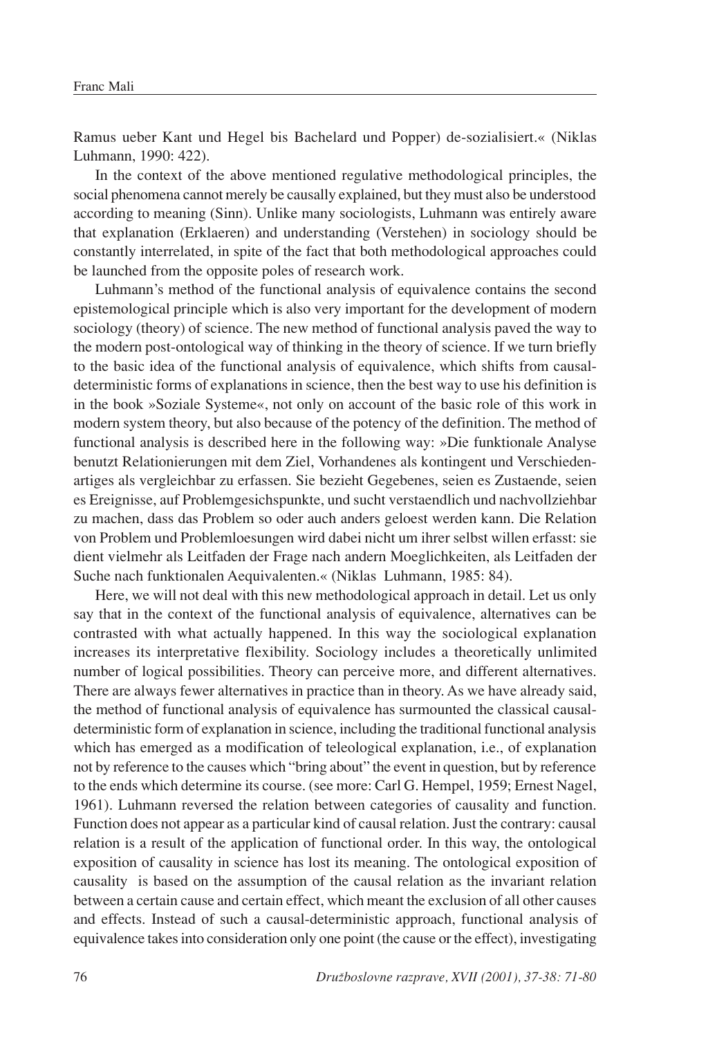Ramus ueber Kant und Hegel bis Bachelard und Popper) de-sozialisiert.« (Niklas Luhmann, 1990: 422).

In the context of the above mentioned regulative methodological principles, the social phenomena cannot merely be causally explained, but they must also be understood according to meaning (Sinn). Unlike many sociologists, Luhmann was entirely aware that explanation (Erklaeren) and understanding (Verstehen) in sociology should be constantly interrelated, in spite of the fact that both methodological approaches could be launched from the opposite poles of research work.

Luhmann's method of the functional analysis of equivalence contains the second epistemological principle which is also very important for the development of modern sociology (theory) of science. The new method of functional analysis paved the way to the modern post-ontological way of thinking in the theory of science. If we turn briefly to the basic idea of the functional analysis of equivalence, which shifts from causal-deterministic forms of explanations in science, then the best way to use his definition is in the book »Soziale Systeme«, not only on account of the basic role of this work in modern system theory, but also because of the potency of the definition. The method of functional analysis is described here in the following way: »Die funktionale Analyse benutzt Relationierungen mit dem Ziel, Vorhandenes als kontingent und Verschiedenartiges als vergleichbar zu erfassen. Sie bezieht Gegebenes, seien es Zustaende, seien es Ereignisse, auf Problemgesichspunkte, und sucht verstaendlich und nachvollziehbar zu machen, dass das Problem so oder auch anders geloest werden kann. Die Relation von Problem und Problemloesungen wird dabei nicht um ihrer selbst willen erfasst: sie dient vielmehr als Leitfaden der Frage nach andern Moeglichkeiten, als Leitfaden der Suche nach funktionalen Aequivalenten.« (Niklas Luhmann, 1985: 84).

Here, we will not deal with this new methodological approach in detail. Let us only say that in the context of the functional analysis of equivalence, alternatives can be contrasted with what actually happened. In this way the sociological explanation increases its interpretative flexibility. Sociology includes a theoretically unlimited number of logical possibilities. Theory can perceive more, and different alternatives. There are always fewer alternatives in practice than in theory. As we have already said, the method of functional analysis of equivalence has surmounted the classical causal-deterministic form of explanation in science, including the traditional functional analysis which has emerged as a modification of teleological explanation, i.e., of explanation not by reference to the causes which "bring about" the event in question, but by reference to the ends which determine its course. (see more: Carl G. Hempel, 1959; Ernest Nagel, 1961). Luhmann reversed the relation between categories of causality and function. Function does not appear as a particular kind of causal relation. Just the contrary: causal relation is a result of the application of functional order. In this way, the ontological exposition of causality in science has lost its meaning. The ontological exposition of causality is based on the assumption of the causal relation as the invariant relation between a certain cause and certain effect, which meant the exclusion of all other causes and effects. Instead of such a causal-deterministic approach, functional analysis of equivalence takes into consideration only one point (the cause or the effect), investigating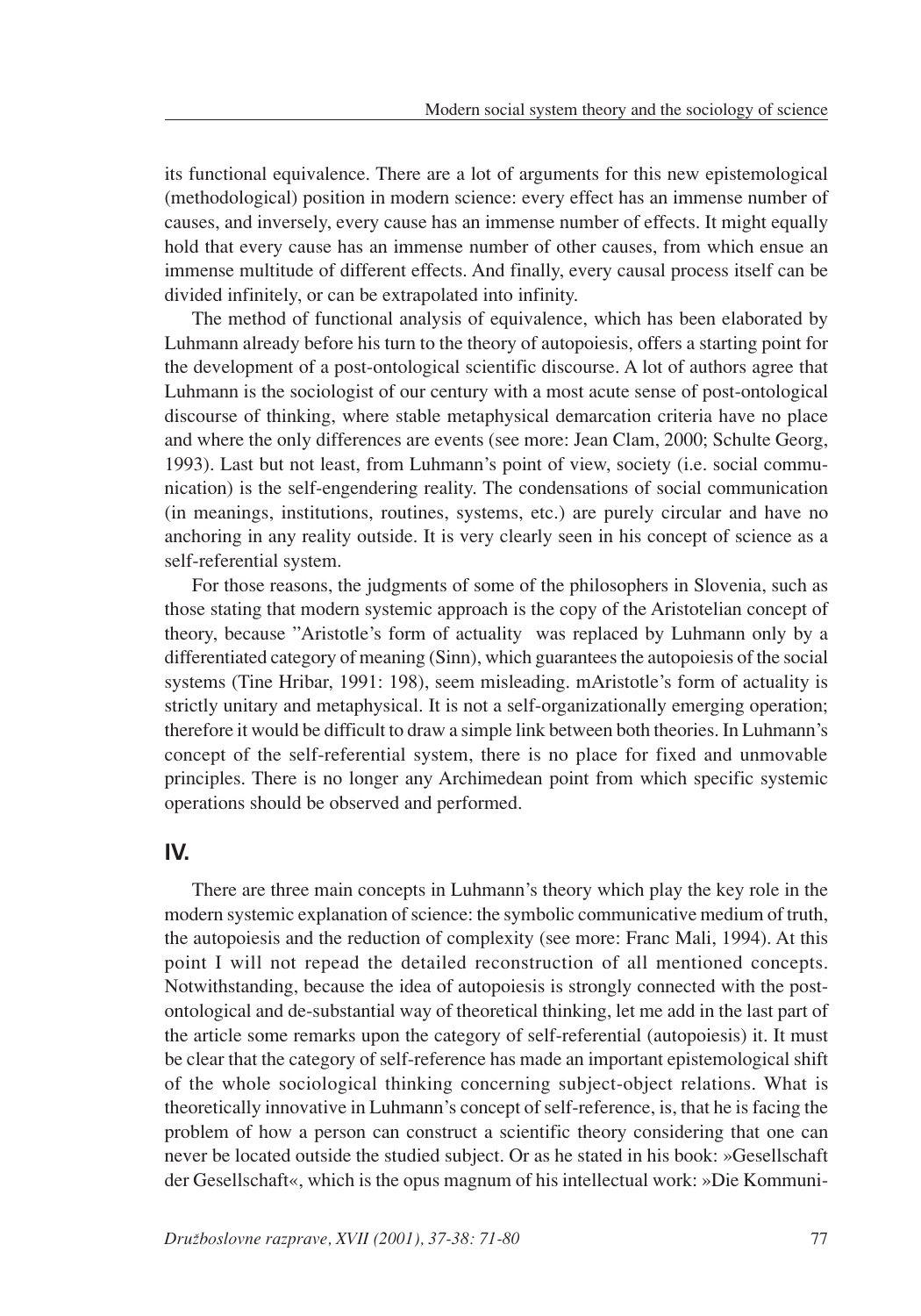its functional equivalence. There are a lot of arguments for this new epistemological (methodological) position in modern science: every effect has an immense number of causes, and inversely, every cause has an immense number of effects. It might equally hold that every cause has an immense number of other causes, from which ensue an immense multitude of different effects. And finally, every causal process itself can be divided infinitely, or can be extrapolated into infinity.

The method of functional analysis of equivalence, which has been elaborated by Luhmann already before his turn to the theory of autopoiesis, offers a starting point for the development of a post-ontological scientific discourse. A lot of authors agree that Luhmann is the sociologist of our century with a most acute sense of post-ontological discourse of thinking, where stable metaphysical demarcation criteria have no place and where the only differences are events (see more: Jean Clam, 2000; Schulte Georg, 1993). Last but not least, from Luhmann's point of view, society (i.e. social communication) is the self-engendering reality. The condensations of social communication (in meanings, institutions, routines, systems, etc.) are purely circular and have no anchoring in any reality outside. It is very clearly seen in his concept of science as a self-referential system.

For those reasons, the judgments of some of the philosophers in Slovenia, such as those stating that modern systemic approach is the copy of the Aristotelian concept of theory, because "Aristotle's form of actuality was replaced by Luhmann only by a differentiated category of meaning (Sinn), which guarantees the autopoiesis of the social systems (Tine Hribar, 1991: 198), seem misleading. mAristotle's form of actuality is strictly unitary and metaphysical. It is not a self-organizationally emerging operation; therefore it would be difficult to draw a simple link between both theories. In Luhmann's concept of the self-referential system, there is no place for fixed and unmovable principles. There is no longer any Archimedean point from which specific systemic operations should be observed and performed.

## IV.

There are three main concepts in Luhmann's theory which play the key role in the modern systemic explanation of science: the symbolic communicative medium of truth, the autopoiesis and the reduction of complexity (see more: Franc Mali, 1994). At this point I will not repead the detailed reconstruction of all mentioned concepts. Notwithstanding, because the idea of autopoiesis is strongly connected with the post-ontological and de-substantial way of theoretical thinking, let me add in the last part of the article some remarks upon the category of self-referential (autopoiesis) it. It must be clear that the category of self-reference has made an important epistemological shift of the whole sociological thinking concerning subject-object relations. What is theoretically innovative in Luhmann's concept of self-reference, is, that he is facing the problem of how a person can construct a scientific theory considering that one can never be located outside the studied subject. Or as he stated in his book: »Gesellschaft der Gesellschaft«, which is the opus magnum of his intellectual work: »Die Kommuni-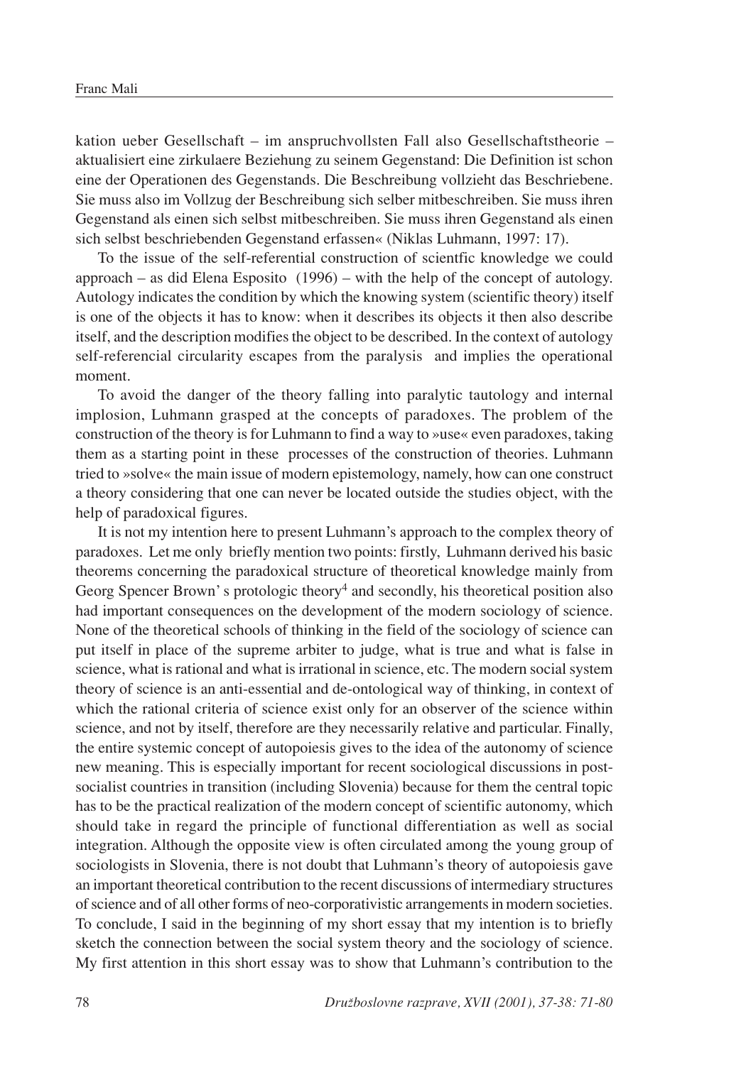kation ueber Gesellschaft – im anspruchvollsten Fall also Gesellschaftstheorie – aktualisiert eine zirkulaere Beziehung zu seinem Gegenstand: Die Definition ist schon eine der Operationen des Gegenstands. Die Beschreibung vollzieht das Beschriebene. Sie muss also im Vollzug der Beschreibung sich selber mitbeschreiben. Sie muss ihren Gegenstand als einen sich selbst mitbeschreiben. Sie muss ihren Gegenstand als einen sich selbst beschriebenden Gegenstand erfassen« (Niklas Luhmann, 1997: 17).

To the issue of the self-referential construction of scientfic knowledge we could approach – as did Elena Esposito (1996) – with the help of the concept of autology. Autology indicates the condition by which the knowing system (scientific theory) itself is one of the objects it has to know: when it describes its objects it then also describe itself, and the description modifies the object to be described. In the context of autology self-referencial circularity escapes from the paralysis and implies the operational moment.

To avoid the danger of the theory falling into paralytic tautology and internal implosion, Luhmann grasped at the concepts of paradoxes. The problem of the construction of the theory is for Luhmann to find a way to »use« even paradoxes, taking them as a starting point in these processes of the construction of theories. Luhmann tried to »solve« the main issue of modern epistemology, namely, how can one construct a theory considering that one can never be located outside the studies object, with the help of paradoxical figures.

It is not my intention here to present Luhmann's approach to the complex theory of paradoxes. Let me only briefly mention two points: firstly, Luhmann derived his basic theorems concerning the paradoxical structure of theoretical knowledge mainly from Georg Spencer Brown' s protologic theory[4] and secondly, his theoretical position also had important consequences on the development of the modern sociology of science. None of the theoretical schools of thinking in the field of the sociology of science can put itself in place of the supreme arbiter to judge, what is true and what is false in science, what is rational and what is irrational in science, etc. The modern social system theory of science is an anti-essential and de-ontological way of thinking, in context of which the rational criteria of science exist only for an observer of the science within science, and not by itself, therefore are they necessarily relative and particular. Finally, the entire systemic concept of autopoiesis gives to the idea of the autonomy of science new meaning. This is especially important for recent sociological discussions in post-socialist countries in transition (including Slovenia) because for them the central topic has to be the practical realization of the modern concept of scientific autonomy, which should take in regard the principle of functional differentiation as well as social integration. Although the opposite view is often circulated among the young group of sociologists in Slovenia, there is not doubt that Luhmann's theory of autopoiesis gave an important theoretical contribution to the recent discussions of intermediary structures of science and of all other forms of neo-corporativistic arrangements in modern societies. To conclude, I said in the beginning of my short essay that my intention is to briefly sketch the connection between the social system theory and the sociology of science. My first attention in this short essay was to show that Luhmann's contribution to the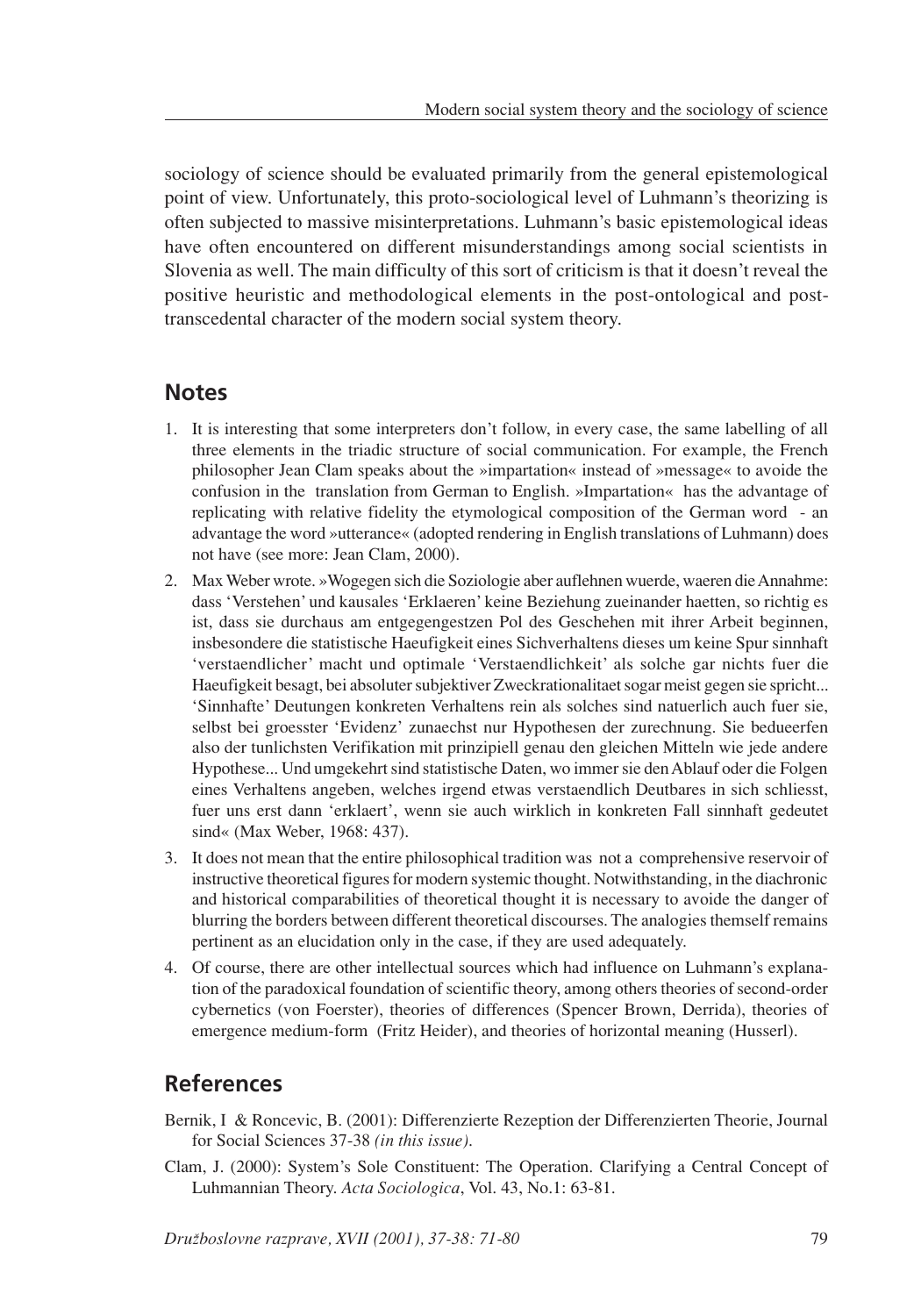sociology of science should be evaluated primarily from the general epistemological point of view. Unfortunately, this proto-sociological level of Luhmann's theorizing is often subjected to massive misinterpretations. Luhmann's basic epistemological ideas have often encountered on different misunderstandings among social scientists in Slovenia as well. The main difficulty of this sort of criticism is that it doesn't reveal the positive heuristic and methodological elements in the post-ontological and post-transcedental character of the modern social system theory.

## Notes

1. It is interesting that some interpreters don't follow, in every case, the same labelling of all three elements in the triadic structure of social communication. For example, the French philosopher Jean Clam speaks about the »impartation« instead of »message« to avoide the confusion in the translation from German to English. »Impartation« has the advantage of replicating with relative fidelity the etymological composition of the German word - an advantage the word »utterance« (adopted rendering in English translations of Luhmann) does not have (see more: Jean Clam, 2000).
2. Max Weber wrote. »Wogegen sich die Soziologie aber auflehnen wuerde, waeren die Annahme: dass 'Verstehen' und kausales 'Erklaeren' keine Beziehung zueinander haetten, so richtig es ist, dass sie durchaus am entgegengestzen Pol des Geschehen mit ihrer Arbeit beginnen, insbesondere die statistische Haeufigkeit eines Sichverhaltens dieses um keine Spur sinnhaft 'verstaendlicher' macht und optimale 'Verstaendlichkeit' als solche gar nichts fuer die Haeufigkeit besagt, bei absoluter subjektiver Zweckrationalitaet sogar meist gegen sie spricht... 'Sinnhafte' Deutungen konkreten Verhaltens rein als solches sind natuerlich auch fuer sie, selbst bei groesster 'Evidenz' zunaechst nur Hypothesen der zurechnung. Sie bedueerfen also der tunlichsten Verifikation mit prinzipiell genau den gleichen Mitteln wie jede andere Hypothese... Und umgekehrt sind statistische Daten, wo immer sie den Ablauf oder die Folgen eines Verhaltens angeben, welches irgend etwas verstaendlich Deutbares in sich schliesst, fuer uns erst dann 'erklaert', wenn sie auch wirklich in konkreten Fall sinnhaft gedeutet sind« (Max Weber, 1968: 437).
3. It does not mean that the entire philosophical tradition was not a comprehensive reservoir of instructive theoretical figures for modern systemic thought. Notwithstanding, in the diachronic and historical comparabilities of theoretical thought it is necessary to avoide the danger of blurring the borders between different theoretical discourses. The analogies themself remains pertinent as an elucidation only in the case, if they are used adequately.
4. Of course, there are other intellectual sources which had influence on Luhmann's explanation of the paradoxical foundation of scientific theory, among others theories of second-order cybernetics (von Foerster), theories of differences (Spencer Brown, Derrida), theories of emergence medium-form (Fritz Heider), and theories of horizontal meaning (Husserl).

## References

Bernik, I & Roncevic, B. (2001): Differenzierte Rezeption der Differenzierten Theorie, Journal for Social Sciences 37-38 *(in this issue)*.

Clam, J. (2000): System's Sole Constituent: The Operation. Clarifying a Central Concept of Luhmannian Theory. *Acta Sociologica*, Vol. 43, No.1: 63-81.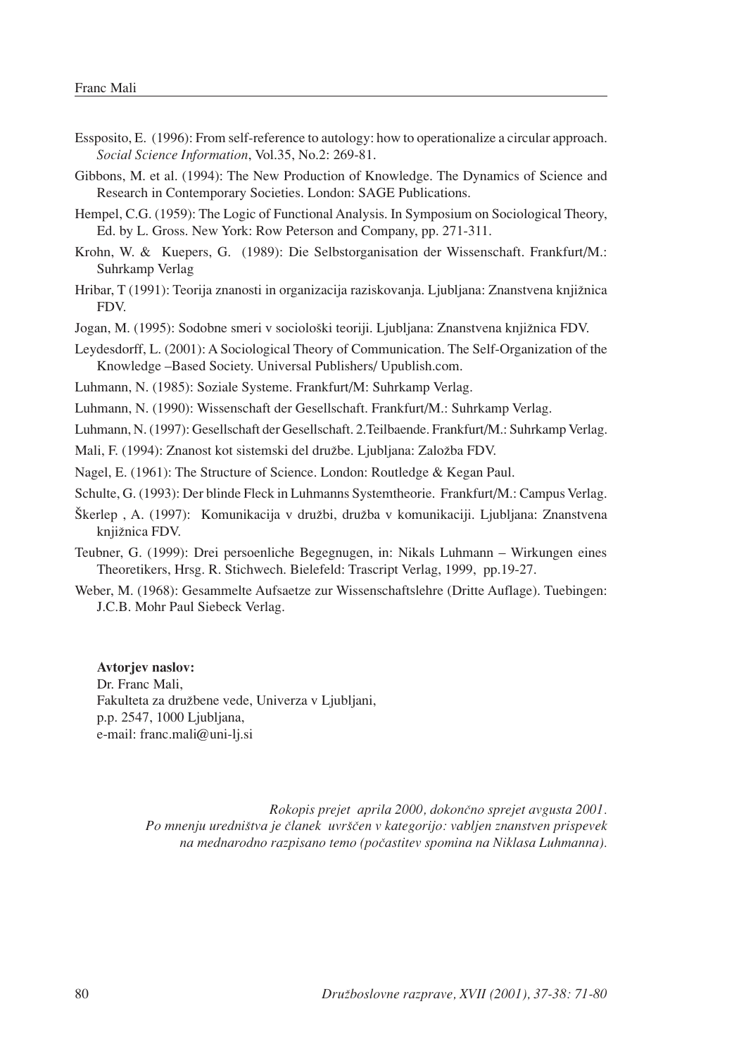Essposito, E. (1996): From self-reference to autology: how to operationalize a circular approach. *Social Science Information*, Vol.35, No.2: 269-81.

Gibbons, M. et al. (1994): The New Production of Knowledge. The Dynamics of Science and Research in Contemporary Societies. London: SAGE Publications.

Hempel, C.G. (1959): The Logic of Functional Analysis. In Symposium on Sociological Theory, Ed. by L. Gross. New York: Row Peterson and Company, pp. 271-311.

Krohn, W. & Kuepers, G. (1989): Die Selbstorganisation der Wissenschaft. Frankfurt/M.: Suhrkamp Verlag

Hribar, T (1991): Teorija znanosti in organizacija raziskovanja. Ljubljana: Znanstvena knjižnica FDV.

Jogan, M. (1995): Sodobne smeri v sociološki teoriji. Ljubljana: Znanstvena knjižnica FDV.

Leydesdorff, L. (2001): A Sociological Theory of Communication. The Self-Organization of the Knowledge –Based Society. Universal Publishers/ Upublish.com.

Luhmann, N. (1985): Soziale Systeme. Frankfurt/M: Suhrkamp Verlag.

Luhmann, N. (1990): Wissenschaft der Gesellschaft. Frankfurt/M.: Suhrkamp Verlag.

Luhmann, N. (1997): Gesellschaft der Gesellschaft. 2.Teilbaende. Frankfurt/M.: Suhrkamp Verlag.

Mali, F. (1994): Znanost kot sistemski del družbe. Ljubljana: Založba FDV.

Nagel, E. (1961): The Structure of Science. London: Routledge & Kegan Paul.

Schulte, G. (1993): Der blinde Fleck in Luhmanns Systemtheorie. Frankfurt/M.: Campus Verlag.

Škerlep , A. (1997): Komunikacija v družbi, družba v komunikaciji. Ljubljana: Znanstvena knjižnica FDV.

Teubner, G. (1999): Drei persoenliche Begegnugen, in: Nikals Luhmann – Wirkungen eines Theoretikers, Hrsg. R. Stichwech. Bielefeld: Trascript Verlag, 1999, pp.19-27.

Weber, M. (1968): Gesammelte Aufsaetze zur Wissenschaftslehre (Dritte Auflage). Tuebingen: J.C.B. Mohr Paul Siebeck Verlag.

**Avtorjev naslov:**
Dr. Franc Mali,
Fakulteta za družbene vede, Univerza v Ljubljani,
p.p. 2547, 1000 Ljubljana,
e-mail: franc.mali@uni-lj.si

*Rokopis prejet aprila 2000, dokončno sprejet avgusta 2001.*
*Po mnenju uredništva je članek uvrščen v kategorijo: vabljen znanstven prispevek na mednarodno razpisano temo (počastitev spomina na Niklasa Luhmanna).*